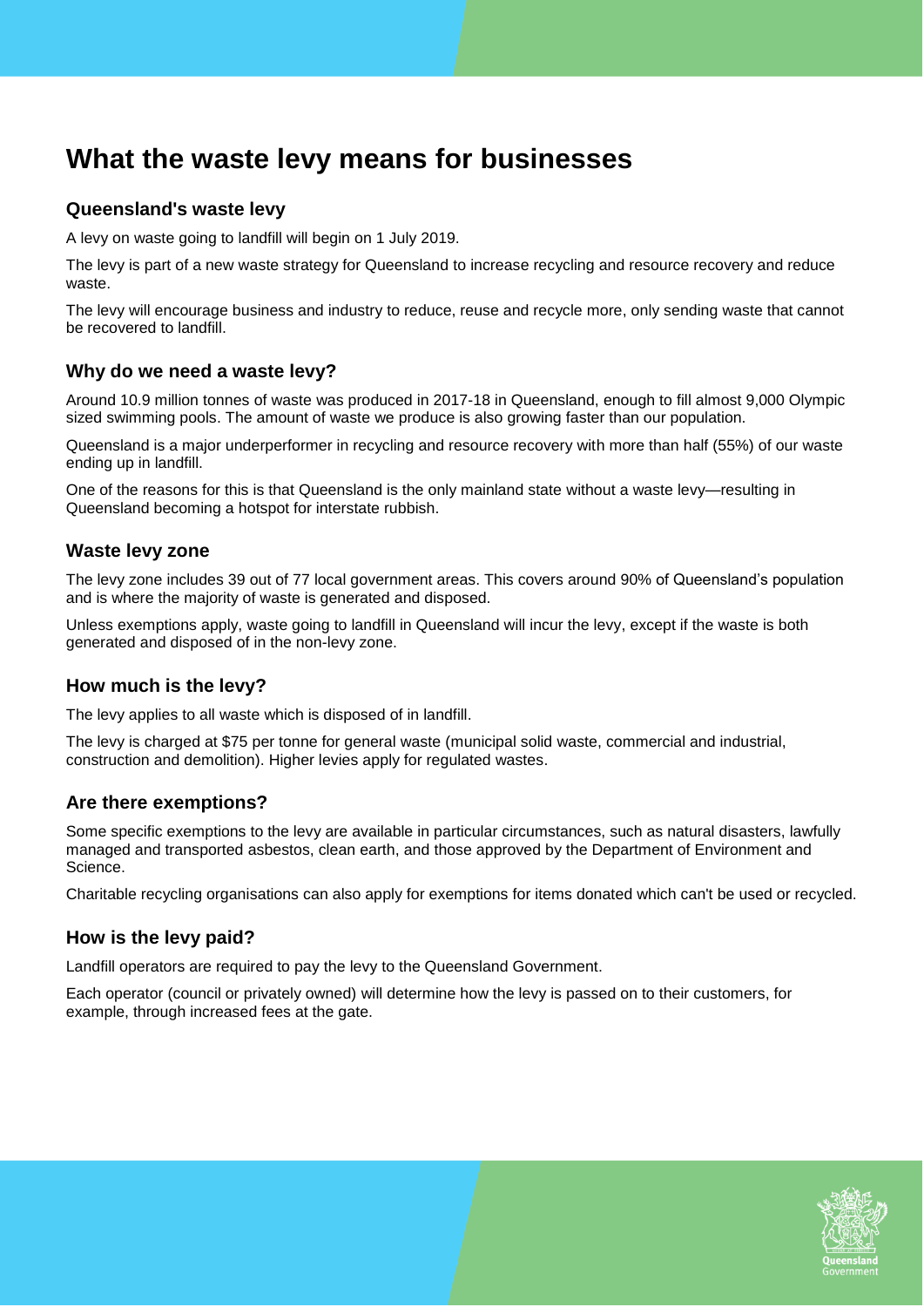# What the waste levy means for businesses

## Queensland's waste levy

A levy on waste going to landfill will begin on 1 July 2019.

The levy is part of a new waste strategy for Queensland to increase recycling and resource recovery and reduce waste.

The levy will encourage business and industry to reduce, reuse and recycle more, only sending waste that cannot be recovered to landfill.

## Why do we need a waste levy?

Around 10.9 million tonnes of waste was produced in 2017-18 in Queensland, enough to fill almost 9,000 Olympic sized swimming pools. The amount of waste we produce is also growing faster than our population.

Queensland is a major underperformer in recycling and resource recovery with more than half (55%) of our waste ending up in landfill.

One of the reasons for this is that Queensland is the only mainland state without a waste levy—resulting in Queensland becoming a hotspot for interstate rubbish.

## Waste levy zone

The levy zone includes 39 out of 77 local government areas. This covers around 90% of Queensland's population and is where the majority of waste is generated and disposed.

Unless exemptions apply, waste going to landfill in Queensland will incur the levy, except if the waste is both generated and disposed of in the non-levy zone.

## How much is the levy?

The levy applies to all waste which is disposed of in landfill.

The levy is charged at $75 per tonne for general waste (municipal solid waste, commercial and industrial, construction and demolition). Higher levies apply for regulated wastes.

## Are there exemptions?

Some specific exemptions to the levy are available in particular circumstances, such as natural disasters, lawfully managed and transported asbestos, clean earth, and those approved by the Department of Environment and Science.

Charitable recycling organisations can also apply for exemptions for items donated which can't be used or recycled.

## How is the levy paid?

Landfill operators are required to pay the levy to the Queensland Government.

Each operator (council or privately owned) will determine how the levy is passed on to their customers, for example, through increased fees at the gate.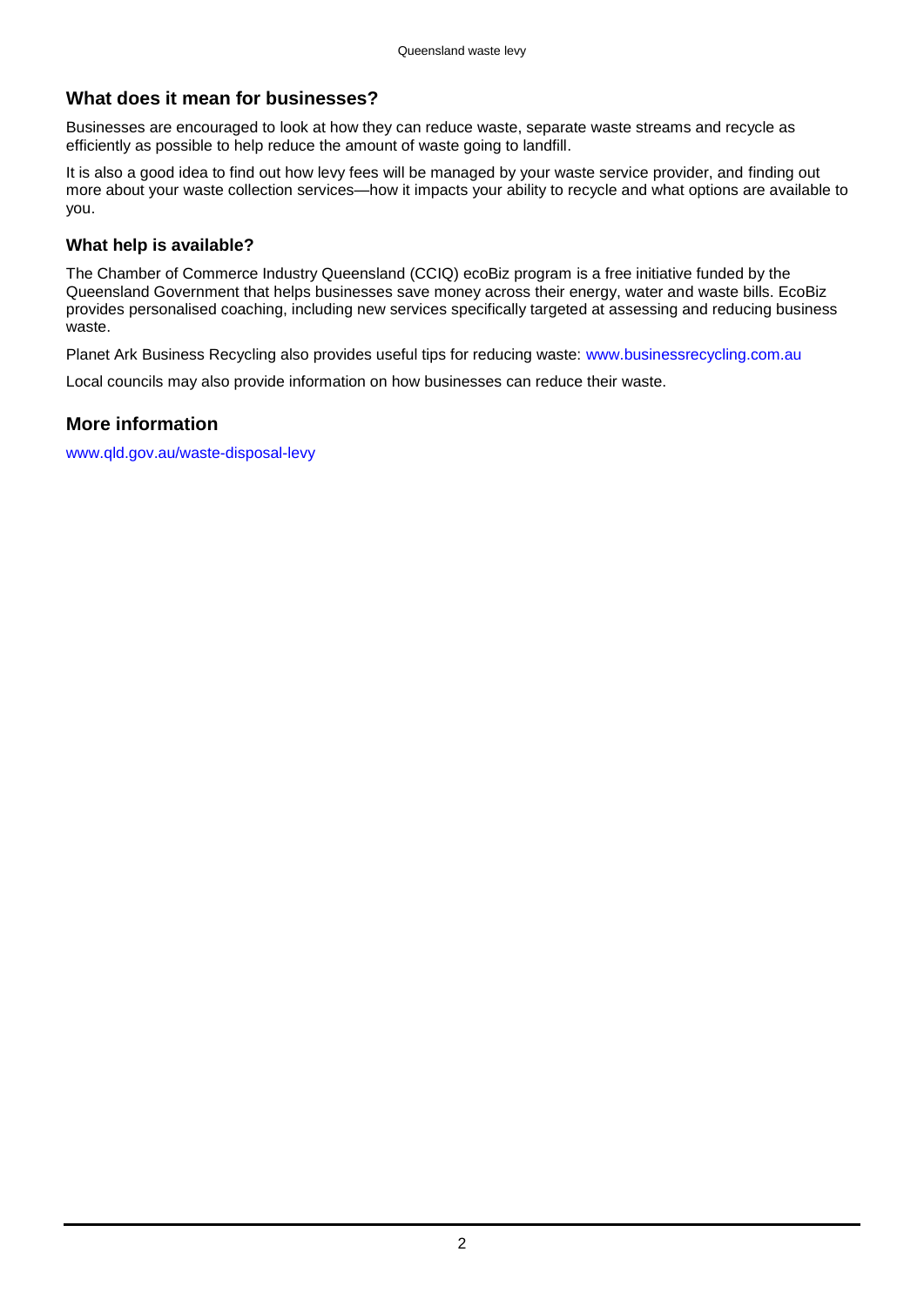## What does it mean for businesses?

Businesses are encouraged to look at how they can reduce waste, separate waste streams and recycle as efficiently as possible to help reduce the amount of waste going to landfill.

It is also a good idea to find out how levy fees will be managed by your waste service provider, and finding out more about your waste collection services—how it impacts your ability to recycle and what options are available to you.

### What help is available?

The Chamber of Commerce Industry Queensland (CCIQ) ecoBiz program is a free initiative funded by the Queensland Government that helps businesses save money across their energy, water and waste bills. EcoBiz provides personalised coaching, including new services specifically targeted at assessing and reducing business waste.

Planet Ark Business Recycling also provides useful tips for reducing waste: www.businessrecycling.com.au

Local councils may also provide information on how businesses can reduce their waste.

## More information

www.qld.gov.au/waste-disposal-levy